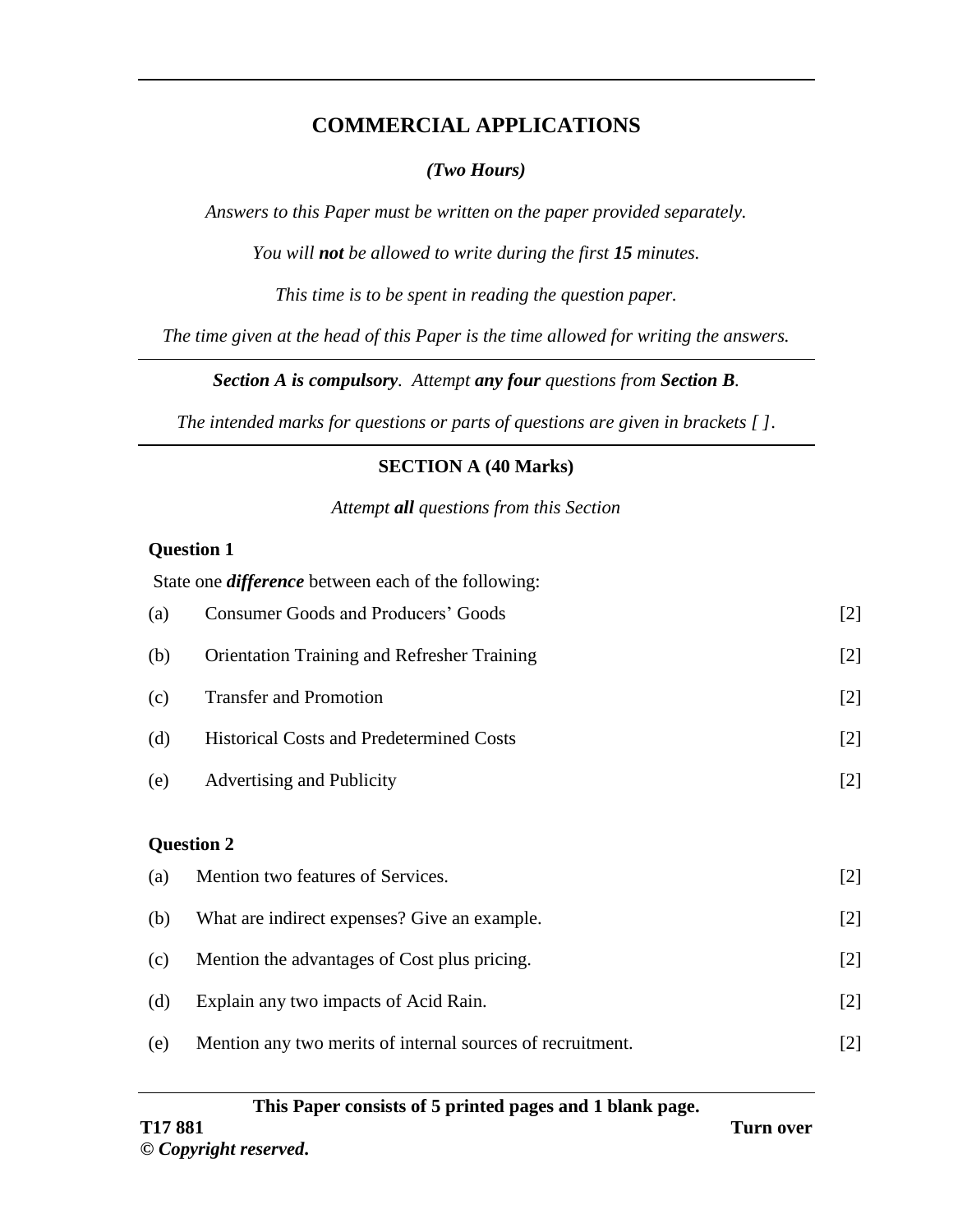# COMMERCIAL APPLICATIONS

***(Two Hours)***

*Answers to this Paper must be written on the paper provided separately.*

*You will **not** be allowed to write during the first **15** minutes.*

*This time is to be spent in reading the question paper.*

*The time given at the head of this Paper is the time allowed for writing the answers.*

***Section A is compulsory**. Attempt **any four** questions from **Section B**.*

*The intended marks for questions or parts of questions are given in brackets [ ].*

## SECTION A (40 Marks)

*Attempt **all** questions from this Section*

### Question 1

State one ***difference*** between each of the following:

(a) Consumer Goods and Producers' Goods [2]

(b) Orientation Training and Refresher Training [2]

(c) Transfer and Promotion [2]

(d) Historical Costs and Predetermined Costs [2]

(e) Advertising and Publicity [2]

### Question 2

(a) Mention two features of Services. [2]

(b) What are indirect expenses? Give an example. [2]

(c) Mention the advantages of Cost plus pricing. [2]

(d) Explain any two impacts of Acid Rain. [2]

(e) Mention any two merits of internal sources of recruitment. [2]

**This Paper consists of 5 printed pages and 1 blank page.**

**T17 881** **Turn over**

***© Copyright reserved.***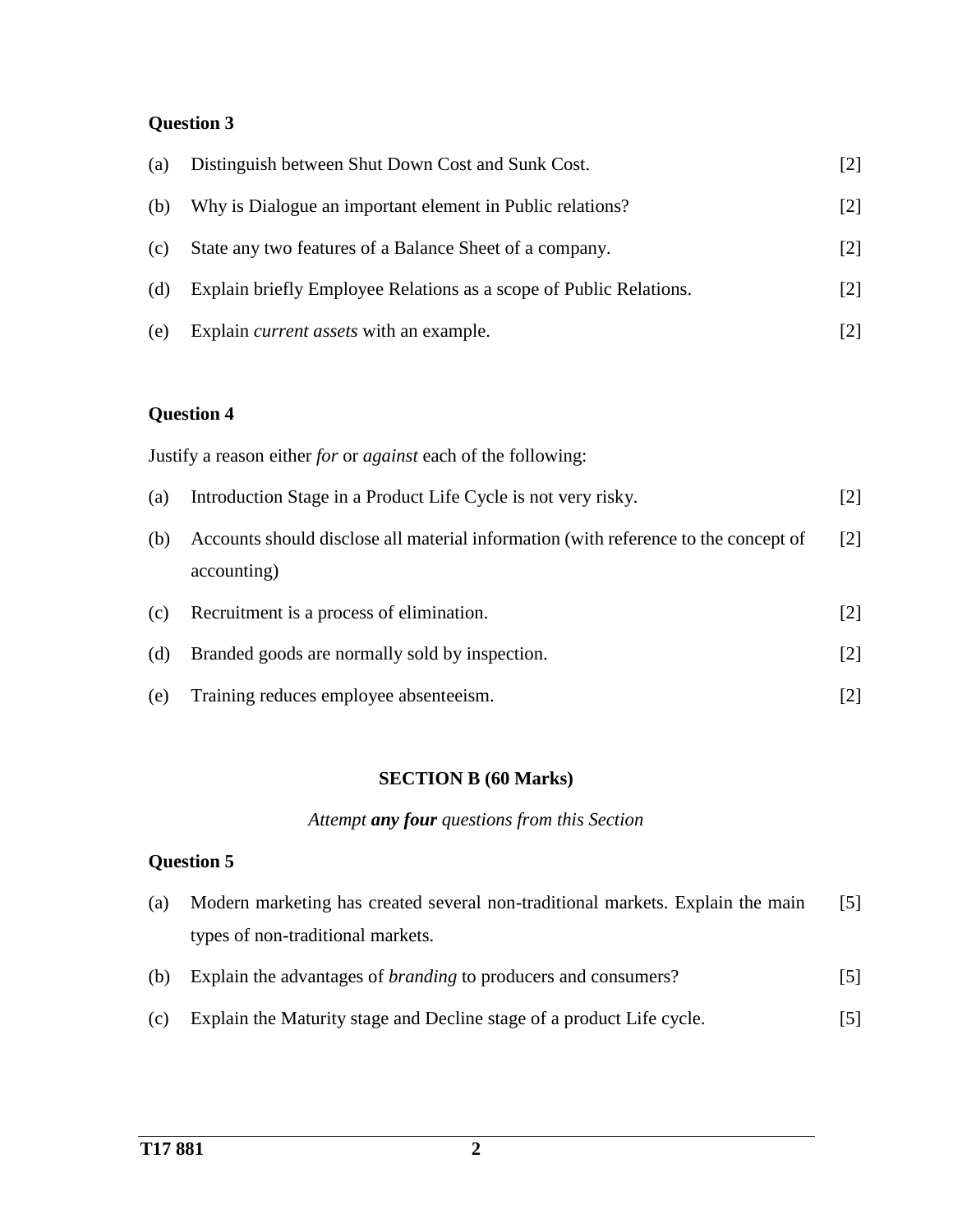**Question 3**

(a) Distinguish between Shut Down Cost and Sunk Cost. [2]

(b) Why is Dialogue an important element in Public relations? [2]

(c) State any two features of a Balance Sheet of a company. [2]

(d) Explain briefly Employee Relations as a scope of Public Relations. [2]

(e) Explain *current assets* with an example. [2]

**Question 4**

Justify a reason either *for* or *against* each of the following:

(a) Introduction Stage in a Product Life Cycle is not very risky. [2]

(b) Accounts should disclose all material information (with reference to the concept of accounting) [2]

(c) Recruitment is a process of elimination. [2]

(d) Branded goods are normally sold by inspection. [2]

(e) Training reduces employee absenteeism. [2]

**SECTION B (60 Marks)**

*Attempt **any four** questions from this Section*

**Question 5**

(a) Modern marketing has created several non-traditional markets. Explain the main types of non-traditional markets. [5]

(b) Explain the advantages of *branding* to producers and consumers? [5]

(c) Explain the Maturity stage and Decline stage of a product Life cycle. [5]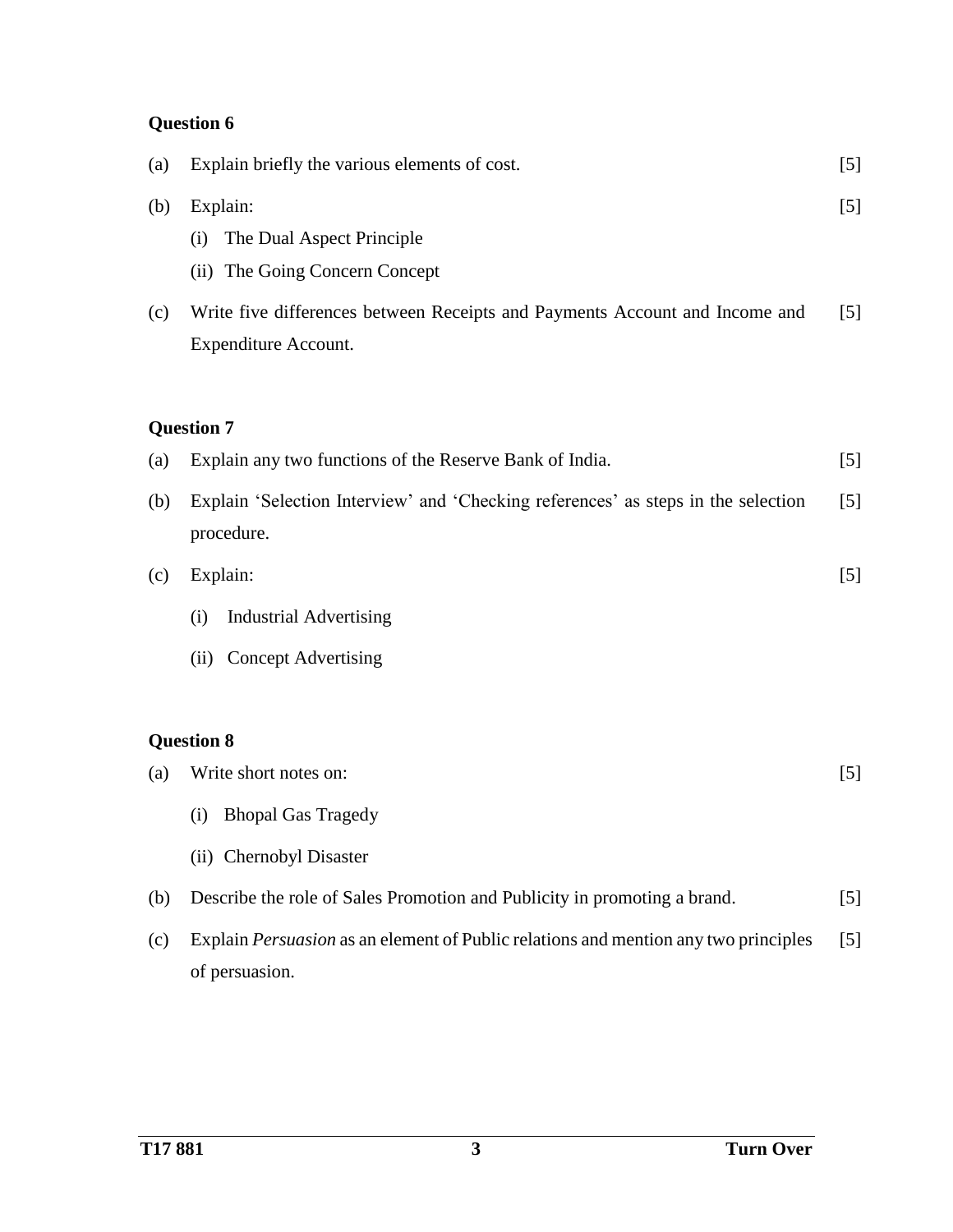**Question 6**

(a) Explain briefly the various elements of cost. [5]

(b) Explain: [5]

(i) The Dual Aspect Principle

(ii) The Going Concern Concept

(c) Write five differences between Receipts and Payments Account and Income and Expenditure Account. [5]

**Question 7**

(a) Explain any two functions of the Reserve Bank of India. [5]

(b) Explain 'Selection Interview' and 'Checking references' as steps in the selection procedure. [5]

(c) Explain: [5]

(i) Industrial Advertising

(ii) Concept Advertising

**Question 8**

(a) Write short notes on: [5]

(i) Bhopal Gas Tragedy

(ii) Chernobyl Disaster

(b) Describe the role of Sales Promotion and Publicity in promoting a brand. [5]

(c) Explain *Persuasion* as an element of Public relations and mention any two principles of persuasion. [5]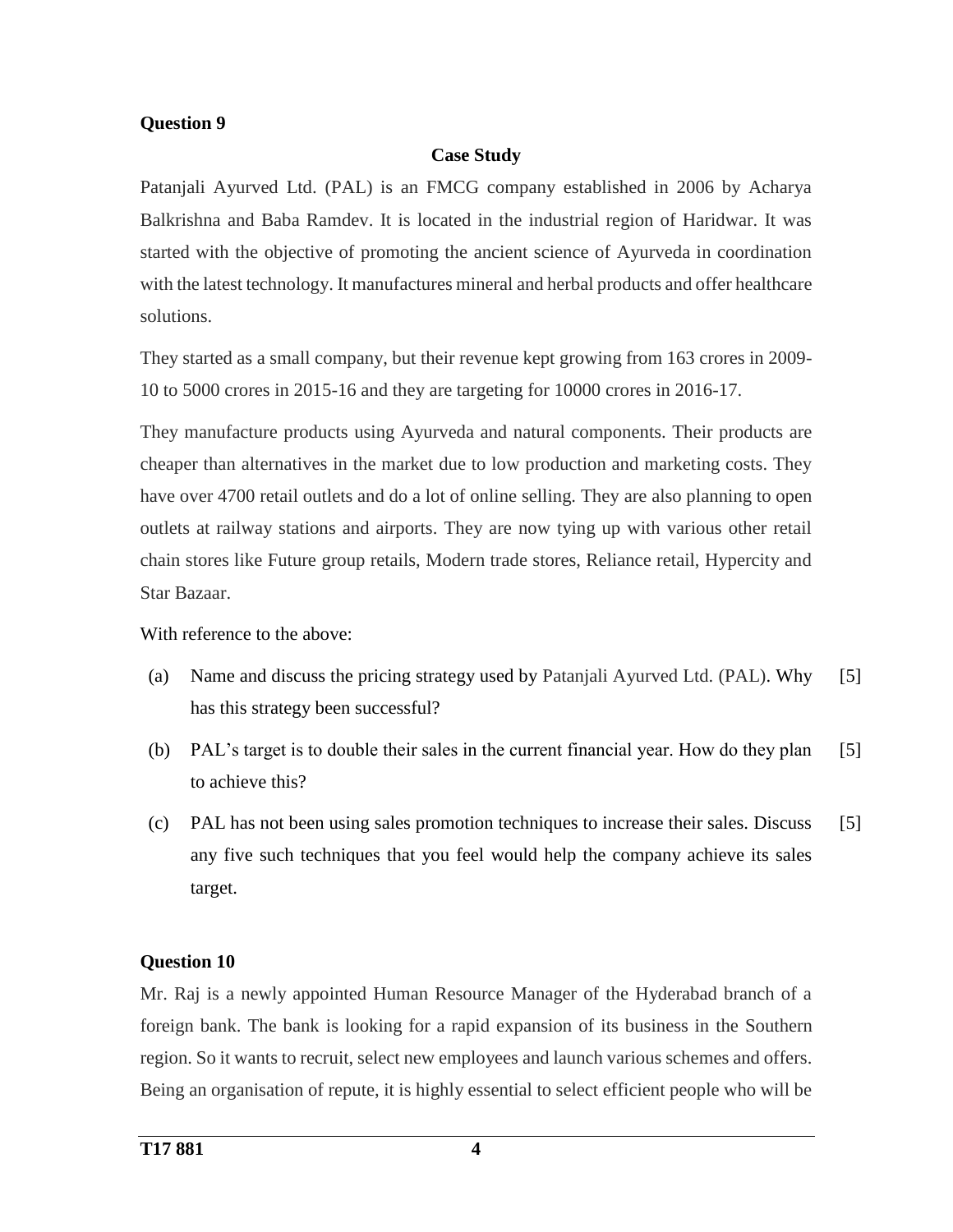**Question 9**

**Case Study**

Patanjali Ayurved Ltd. (PAL) is an FMCG company established in 2006 by Acharya Balkrishna and Baba Ramdev. It is located in the industrial region of Haridwar. It was started with the objective of promoting the ancient science of Ayurveda in coordination with the latest technology. It manufactures mineral and herbal products and offer healthcare solutions.

They started as a small company, but their revenue kept growing from 163 crores in 2009-10 to 5000 crores in 2015-16 and they are targeting for 10000 crores in 2016-17.

They manufacture products using Ayurveda and natural components. Their products are cheaper than alternatives in the market due to low production and marketing costs. They have over 4700 retail outlets and do a lot of online selling. They are also planning to open outlets at railway stations and airports. They are now tying up with various other retail chain stores like Future group retails, Modern trade stores, Reliance retail, Hypercity and Star Bazaar.

With reference to the above:

(a) Name and discuss the pricing strategy used by Patanjali Ayurved Ltd. (PAL). Why has this strategy been successful? [5]

(b) PAL's target is to double their sales in the current financial year. How do they plan to achieve this? [5]

(c) PAL has not been using sales promotion techniques to increase their sales. Discuss any five such techniques that you feel would help the company achieve its sales target. [5]

**Question 10**

Mr. Raj is a newly appointed Human Resource Manager of the Hyderabad branch of a foreign bank. The bank is looking for a rapid expansion of its business in the Southern region. So it wants to recruit, select new employees and launch various schemes and offers. Being an organisation of repute, it is highly essential to select efficient people who will be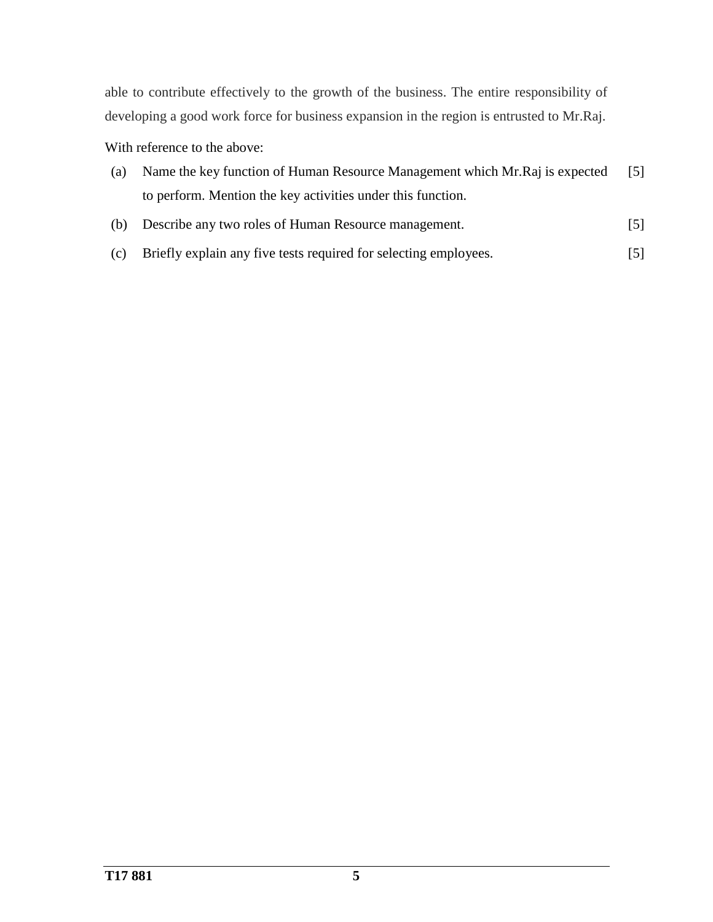able to contribute effectively to the growth of the business. The entire responsibility of developing a good work force for business expansion in the region is entrusted to Mr.Raj.

With reference to the above:

(a) Name the key function of Human Resource Management which Mr.Raj is expected to perform. Mention the key activities under this function. [5]

(b) Describe any two roles of Human Resource management. [5]

(c) Briefly explain any five tests required for selecting employees. [5]